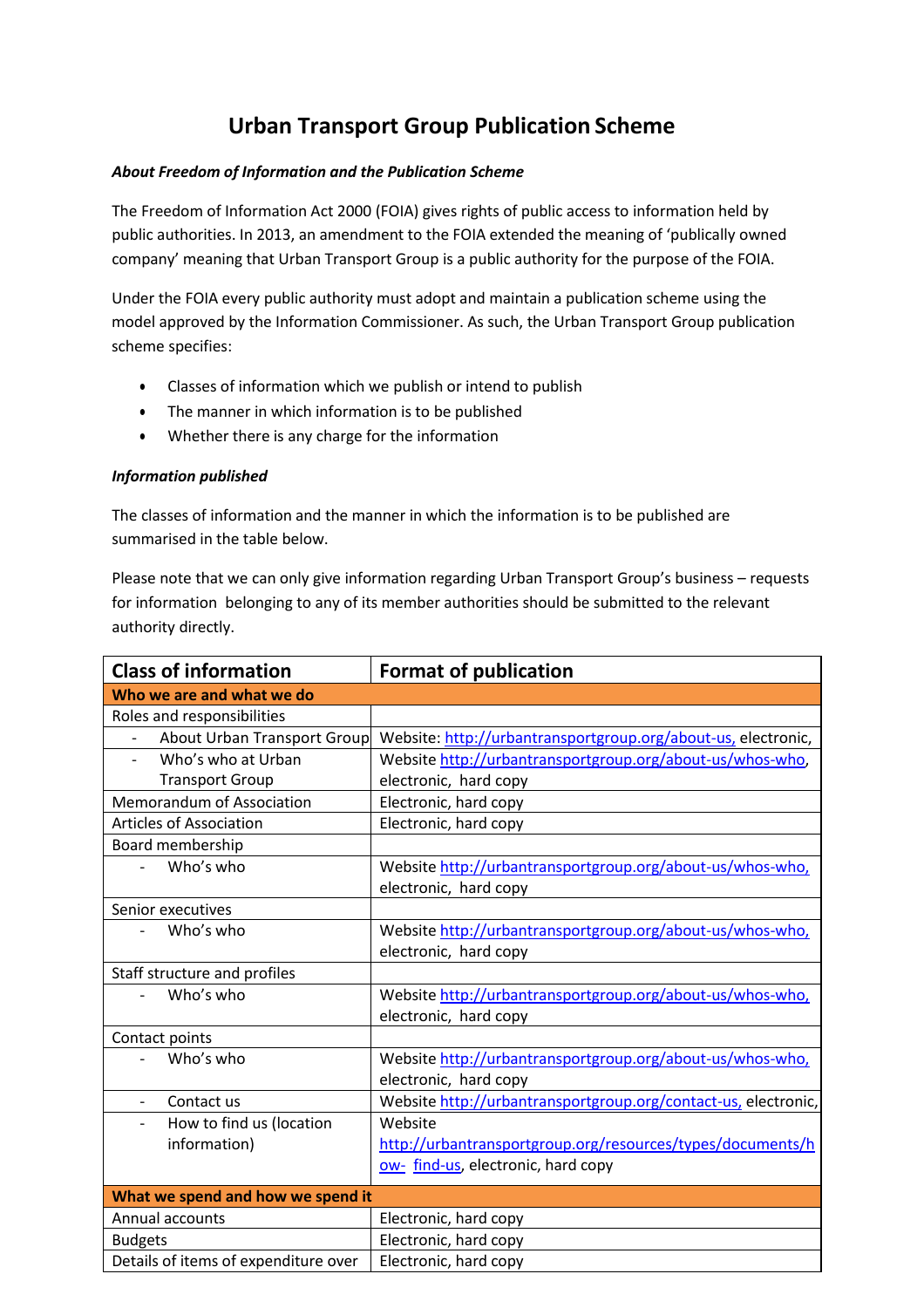# Urban Transport Group Publication Scheme

***About Freedom of Information and the Publication Scheme***

The Freedom of Information Act 2000 (FOIA) gives rights of public access to information held by public authorities. In 2013, an amendment to the FOIA extended the meaning of 'publically owned company' meaning that Urban Transport Group is a public authority for the purpose of the FOIA.

Under the FOIA every public authority must adopt and maintain a publication scheme using the model approved by the Information Commissioner. As such, the Urban Transport Group publication scheme specifies:

- Classes of information which we publish or intend to publish
- The manner in which information is to be published
- Whether there is any charge for the information

***Information published***

The classes of information and the manner in which the information is to be published are summarised in the table below.

Please note that we can only give information regarding Urban Transport Group's business – requests for information belonging to any of its member authorities should be submitted to the relevant authority directly.

| Class of information | Format of publication |
|---|---|
| **Who we are and what we do** | |
| Roles and responsibilities | |
| - About Urban Transport Group | Website: http://urbantransportgroup.org/about-us, electronic, |
| - Who's who at Urban Transport Group | Website http://urbantransportgroup.org/about-us/whos-who, electronic, hard copy |
| Memorandum of Association | Electronic, hard copy |
| Articles of Association | Electronic, hard copy |
| Board membership | |
| - Who's who | Website http://urbantransportgroup.org/about-us/whos-who, electronic, hard copy |
| Senior executives | |
| - Who's who | Website http://urbantransportgroup.org/about-us/whos-who, electronic, hard copy |
| Staff structure and profiles | |
| - Who's who | Website http://urbantransportgroup.org/about-us/whos-who, electronic, hard copy |
| Contact points | |
| - Who's who | Website http://urbantransportgroup.org/about-us/whos-who, electronic, hard copy |
| - Contact us | Website http://urbantransportgroup.org/contact-us, electronic, |
| - How to find us (location information) | Website http://urbantransportgroup.org/resources/types/documents/how- find-us, electronic, hard copy |
| **What we spend and how we spend it** | |
| Annual accounts | Electronic, hard copy |
| Budgets | Electronic, hard copy |
| Details of items of expenditure over | Electronic, hard copy |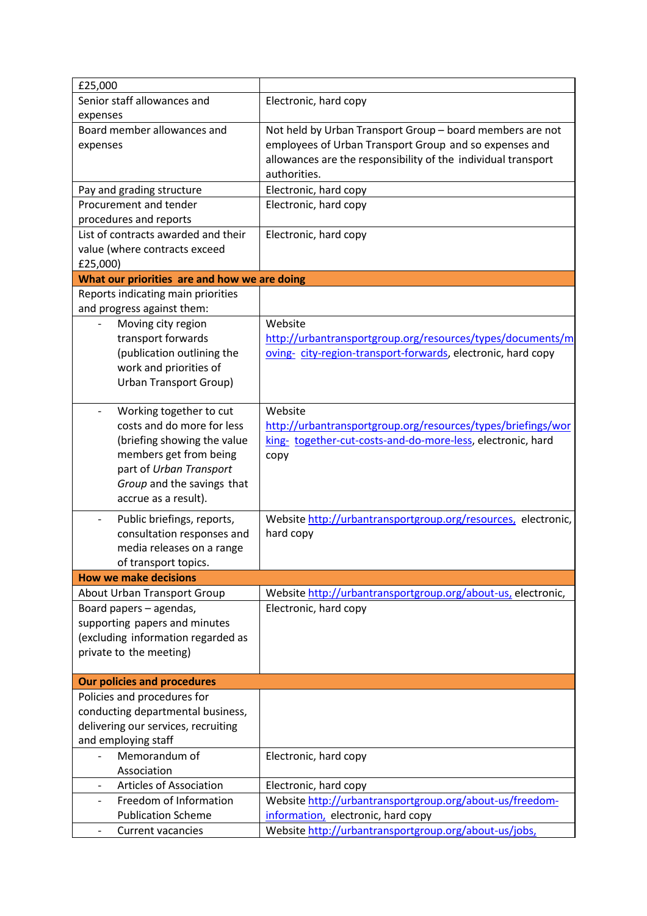| | |
|---|---|
| £25,000 | |
| Senior staff allowances and expenses | Electronic, hard copy |
| Board member allowances and expenses | Not held by Urban Transport Group – board members are not employees of Urban Transport Group and so expenses and allowances are the responsibility of the individual transport authorities. |
| Pay and grading structure | Electronic, hard copy |
| Procurement and tender procedures and reports | Electronic, hard copy |
| List of contracts awarded and their value (where contracts exceed £25,000) | Electronic, hard copy |
| **What our priorities are and how we are doing** | |
| Reports indicating main priorities and progress against them: | |
| - Moving city region transport forwards (publication outlining the work and priorities of Urban Transport Group) | Website http://urbantransportgroup.org/resources/types/documents/moving- city-region-transport-forwards, electronic, hard copy |
| - Working together to cut costs and do more for less (briefing showing the value members get from being part of *Urban Transport Group* and the savings that accrue as a result). | Website http://urbantransportgroup.org/resources/types/briefings/working- together-cut-costs-and-do-more-less, electronic, hard copy |
| - Public briefings, reports, consultation responses and media releases on a range of transport topics. | Website http://urbantransportgroup.org/resources, electronic, hard copy |
| **How we make decisions** | |
| About Urban Transport Group | Website http://urbantransportgroup.org/about-us, electronic, |
| Board papers – agendas, supporting papers and minutes (excluding information regarded as private to the meeting) | Electronic, hard copy |
| **Our policies and procedures** | |
| Policies and procedures for conducting departmental business, delivering our services, recruiting and employing staff | |
| - Memorandum of Association | Electronic, hard copy |
| - Articles of Association | Electronic, hard copy |
| - Freedom of Information Publication Scheme | Website http://urbantransportgroup.org/about-us/freedom-information, electronic, hard copy |
| - Current vacancies | Website http://urbantransportgroup.org/about-us/jobs, |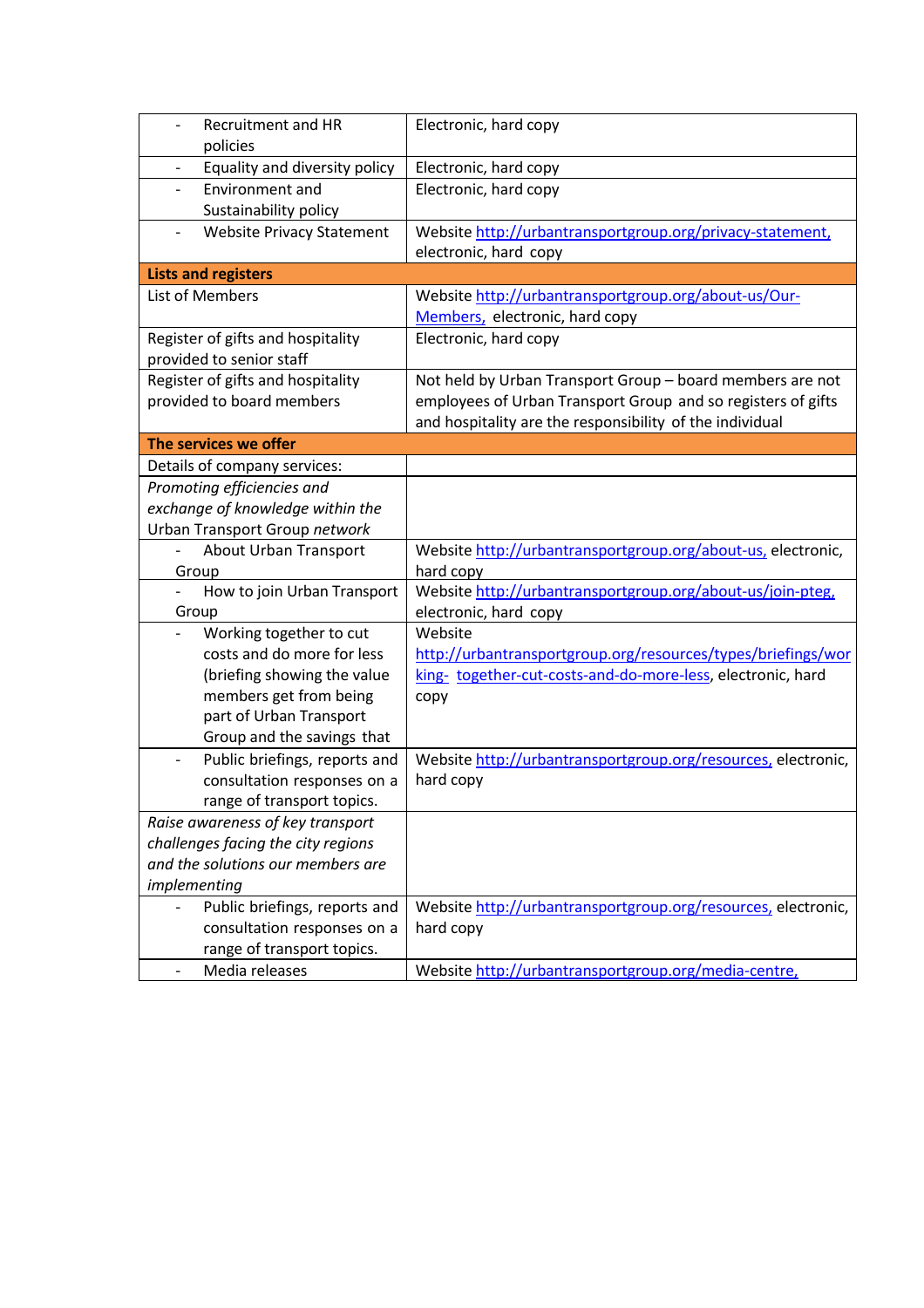| | |
|---|---|
| - Recruitment and HR policies | Electronic, hard copy |
| - Equality and diversity policy | Electronic, hard copy |
| - Environment and Sustainability policy | Electronic, hard copy |
| - Website Privacy Statement | Website http://urbantransportgroup.org/privacy-statement, electronic, hard copy |
| **Lists and registers** | |
| List of Members | Website http://urbantransportgroup.org/about-us/Our-Members, electronic, hard copy |
| Register of gifts and hospitality provided to senior staff | Electronic, hard copy |
| Register of gifts and hospitality provided to board members | Not held by Urban Transport Group – board members are not employees of Urban Transport Group and so registers of gifts and hospitality are the responsibility of the individual |
| **The services we offer** | |
| Details of company services: | |
| *Promoting efficiencies and exchange of knowledge within the Urban Transport Group network* | |
| - About Urban Transport Group | Website http://urbantransportgroup.org/about-us, electronic, hard copy |
| - How to join Urban Transport Group | Website http://urbantransportgroup.org/about-us/join-pteg, electronic, hard copy |
| - Working together to cut costs and do more for less (briefing showing the value members get from being part of Urban Transport Group and the savings that | Website http://urbantransportgroup.org/resources/types/briefings/working- together-cut-costs-and-do-more-less, electronic, hard copy |
| - Public briefings, reports and consultation responses on a range of transport topics. | Website http://urbantransportgroup.org/resources, electronic, hard copy |
| *Raise awareness of key transport challenges facing the city regions and the solutions our members are implementing* | |
| - Public briefings, reports and consultation responses on a range of transport topics. | Website http://urbantransportgroup.org/resources, electronic, hard copy |
| - Media releases | Website http://urbantransportgroup.org/media-centre, |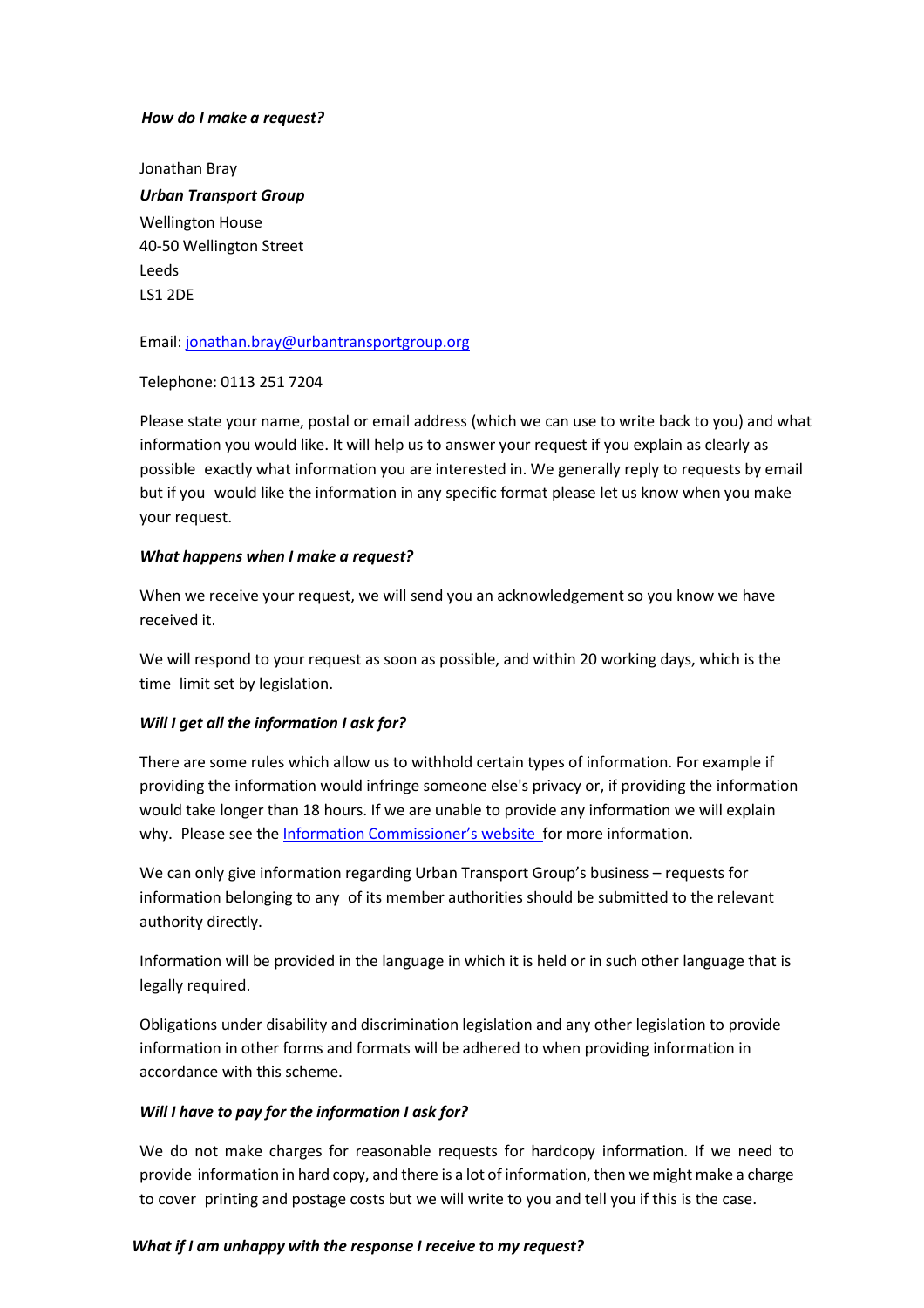***How do I make a request?***

Jonathan Bray
***Urban Transport Group***
Wellington House
40-50 Wellington Street
Leeds
LS1 2DE

Email: [jonathan.bray@urbantransportgroup.org](mailto:jonathan.bray@urbantransportgroup.org)

Telephone: 0113 251 7204

Please state your name, postal or email address (which we can use to write back to you) and what information you would like. It will help us to answer your request if you explain as clearly as possible exactly what information you are interested in. We generally reply to requests by email but if you would like the information in any specific format please let us know when you make your request.

***What happens when I make a request?***

When we receive your request, we will send you an acknowledgement so you know we have received it.

We will respond to your request as soon as possible, and within 20 working days, which is the time limit set by legislation.

***Will I get all the information I ask for?***

There are some rules which allow us to withhold certain types of information. For example if providing the information would infringe someone else's privacy or, if providing the information would take longer than 18 hours. If we are unable to provide any information we will explain why. Please see the Information Commissioner's website for more information.

We can only give information regarding Urban Transport Group's business – requests for information belonging to any of its member authorities should be submitted to the relevant authority directly.

Information will be provided in the language in which it is held or in such other language that is legally required.

Obligations under disability and discrimination legislation and any other legislation to provide information in other forms and formats will be adhered to when providing information in accordance with this scheme.

***Will I have to pay for the information I ask for?***

We do not make charges for reasonable requests for hardcopy information. If we need to provide information in hard copy, and there is a lot of information, then we might make a charge to cover printing and postage costs but we will write to you and tell you if this is the case.

***What if I am unhappy with the response I receive to my request?***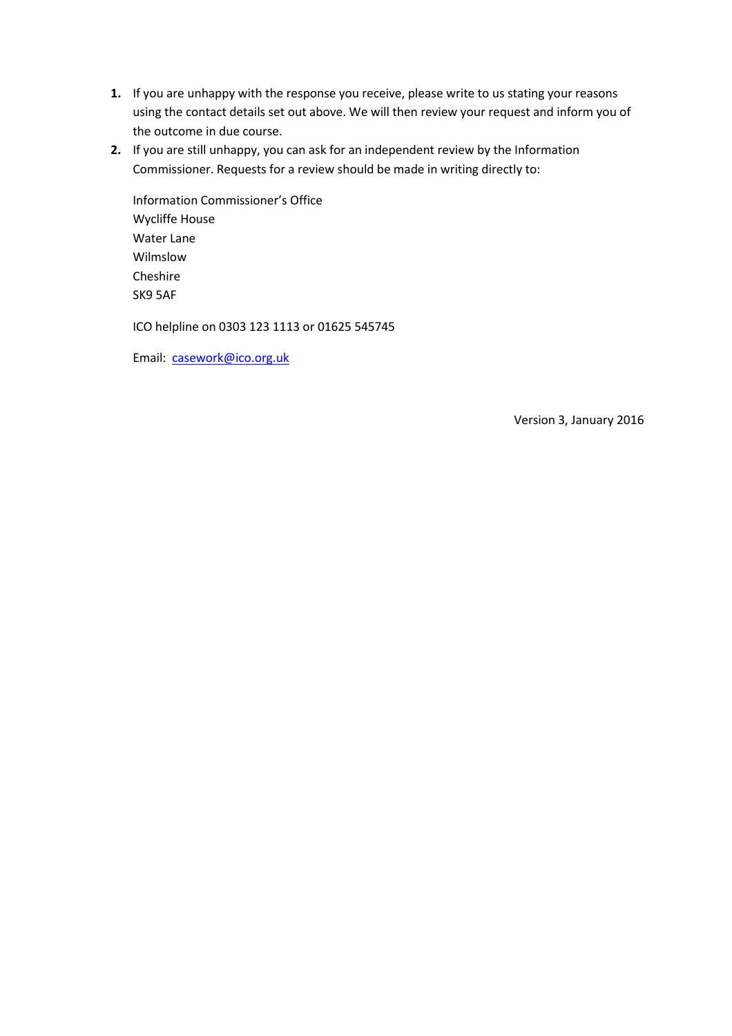1. If you are unhappy with the response you receive, please write to us stating your reasons using the contact details set out above. We will then review your request and inform you of the outcome in due course.
2. If you are still unhappy, you can ask for an independent review by the Information Commissioner. Requests for a review should be made in writing directly to:

   Information Commissioner's Office
   Wycliffe House
   Water Lane
   Wilmslow
   Cheshire
   SK9 5AF

   ICO helpline on 0303 123 1113 or 01625 545745

   Email: casework@ico.org.uk

Version 3, January 2016